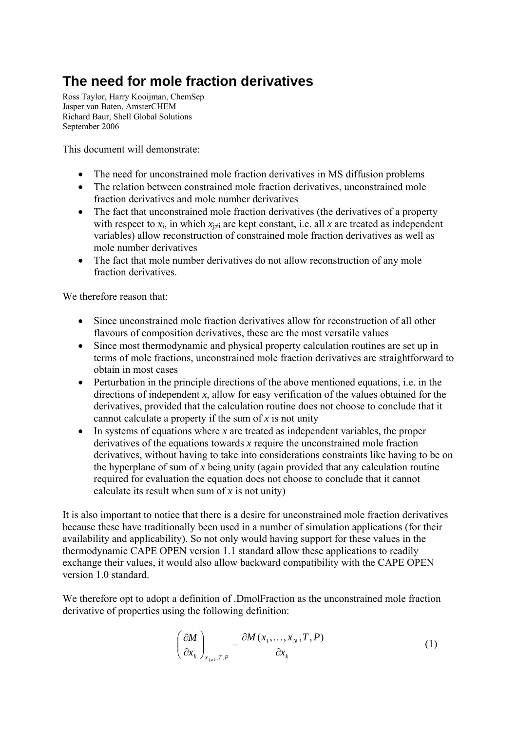# The need for mole fraction derivatives

Ross Taylor, Harry Kooijman, ChemSep
Jasper van Baten, AmsterCHEM
Richard Baur, Shell Global Solutions
September 2006

This document will demonstrate:

- The need for unconstrained mole fraction derivatives in MS diffusion problems
- The relation between constrained mole fraction derivatives, unconstrained mole fraction derivatives and mole number derivatives
- The fact that unconstrained mole fraction derivatives (the derivatives of a property with respect to $x_i$, in which $x_{j \neq i}$ are kept constant, i.e. all *x* are treated as independent variables) allow reconstruction of constrained mole fraction derivatives as well as mole number derivatives
- The fact that mole number derivatives do not allow reconstruction of any mole fraction derivatives.

We therefore reason that:

- Since unconstrained mole fraction derivatives allow for reconstruction of all other flavours of composition derivatives, these are the most versatile values
- Since most thermodynamic and physical property calculation routines are set up in terms of mole fractions, unconstrained mole fraction derivatives are straightforward to obtain in most cases
- Perturbation in the principle directions of the above mentioned equations, i.e. in the directions of independent *x*, allow for easy verification of the values obtained for the derivatives, provided that the calculation routine does not choose to conclude that it cannot calculate a property if the sum of *x* is not unity
- In systems of equations where *x* are treated as independent variables, the proper derivatives of the equations towards *x* require the unconstrained mole fraction derivatives, without having to take into considerations constraints like having to be on the hyperplane of sum of *x* being unity (again provided that any calculation routine required for evaluation the equation does not choose to conclude that it cannot calculate its result when sum of *x* is not unity)

It is also important to notice that there is a desire for unconstrained mole fraction derivatives because these have traditionally been used in a number of simulation applications (for their availability and applicability). So not only would having support for these values in the thermodynamic CAPE OPEN version 1.1 standard allow these applications to readily exchange their values, it would also allow backward compatibility with the CAPE OPEN version 1.0 standard.

We therefore opt to adopt a definition of .DmolFraction as the unconstrained mole fraction derivative of properties using the following definition:

$$\left(\frac{\partial M}{\partial x_k}\right)_{x_{j \neq k},T,P} = \frac{\partial M(x_1, \ldots, x_N, T, P)}{\partial x_k} \tag{1}$$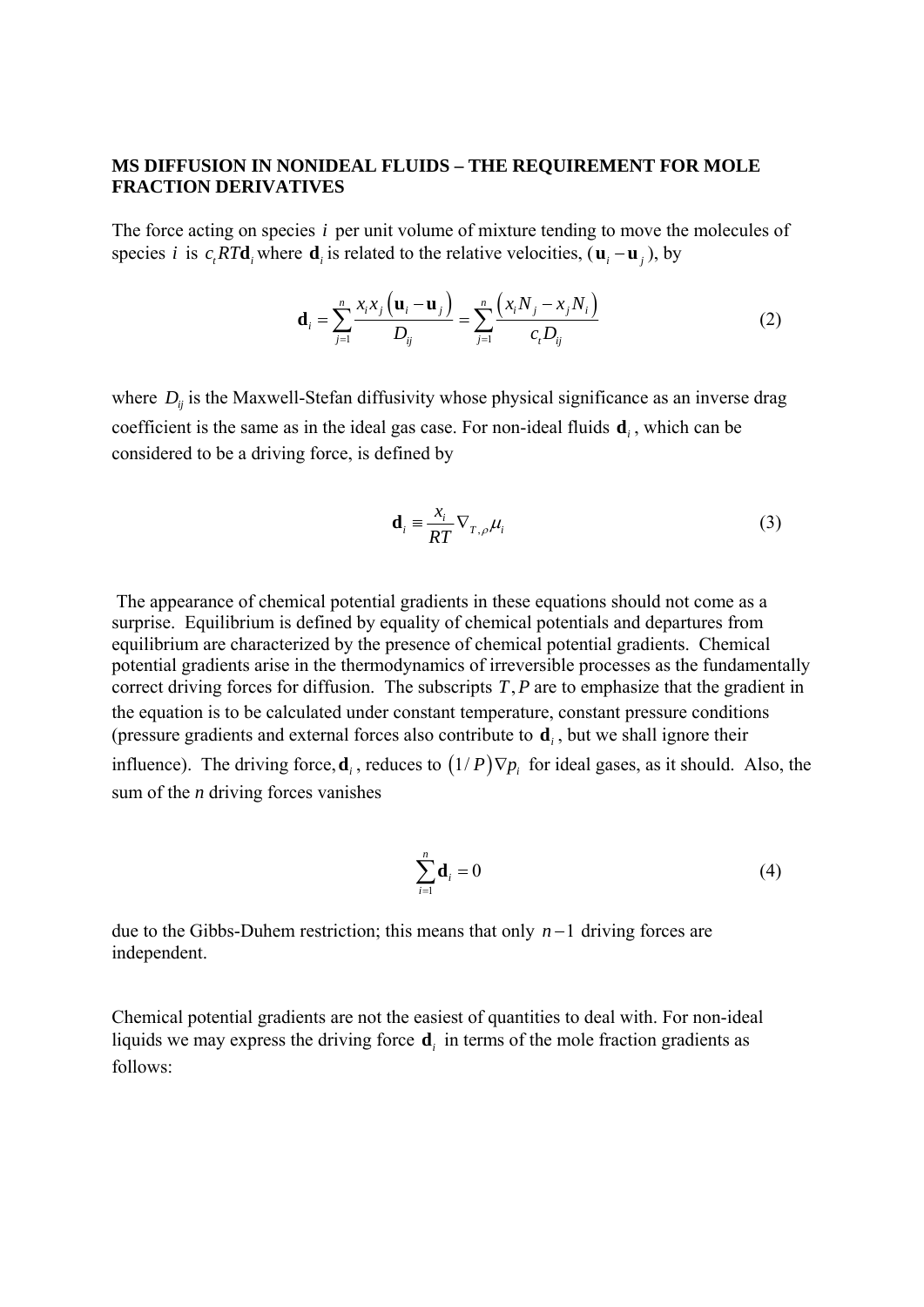**MS DIFFUSION IN NONIDEAL FLUIDS – THE REQUIREMENT FOR MOLE FRACTION DERIVATIVES**

The force acting on species $i$ per unit volume of mixture tending to move the molecules of species $i$ is $c_t RT\mathbf{d}_i$ where $\mathbf{d}_i$ is related to the relative velocities, ($\mathbf{u}_i - \mathbf{u}_j$), by

$$\mathbf{d}_i = \sum_{j=1}^{n} \frac{x_i x_j \left(\mathbf{u}_i - \mathbf{u}_j\right)}{D_{ij}} = \sum_{j=1}^{n} \frac{\left(x_i N_j - x_j N_i\right)}{c_t D_{ij}} \tag{2}$$

where $D_{ij}$ is the Maxwell-Stefan diffusivity whose physical significance as an inverse drag coefficient is the same as in the ideal gas case. For non-ideal fluids $\mathbf{d}_i$, which can be considered to be a driving force, is defined by

$$\mathbf{d}_i \equiv \frac{x_i}{RT} \nabla_{T,\rho} \mu_i \tag{3}$$

The appearance of chemical potential gradients in these equations should not come as a surprise. Equilibrium is defined by equality of chemical potentials and departures from equilibrium are characterized by the presence of chemical potential gradients. Chemical potential gradients arise in the thermodynamics of irreversible processes as the fundamentally correct driving forces for diffusion. The subscripts $T, P$ are to emphasize that the gradient in the equation is to be calculated under constant temperature, constant pressure conditions (pressure gradients and external forces also contribute to $\mathbf{d}_i$, but we shall ignore their influence). The driving force, $\mathbf{d}_i$, reduces to $\left(1/P\right)\nabla p_i$ for ideal gases, as it should. Also, the sum of the *n* driving forces vanishes

$$\sum_{i=1}^{n} \mathbf{d}_i = 0 \tag{4}$$

due to the Gibbs-Duhem restriction; this means that only $n-1$ driving forces are independent.

Chemical potential gradients are not the easiest of quantities to deal with. For non-ideal liquids we may express the driving force $\mathbf{d}_i$ in terms of the mole fraction gradients as follows: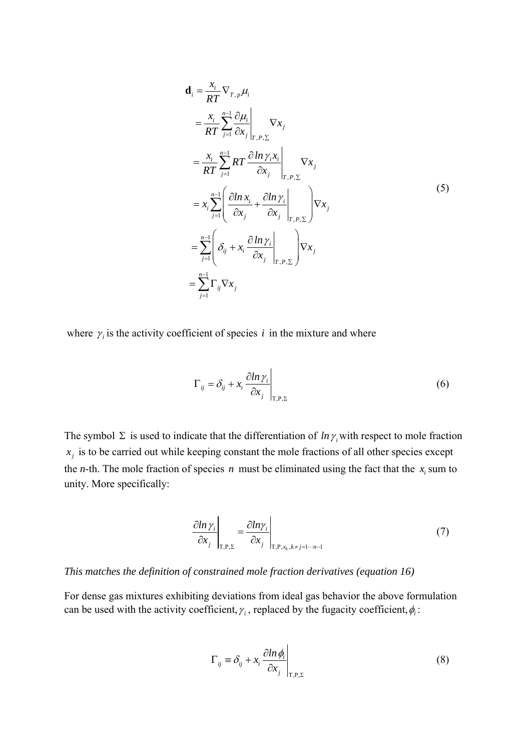$$
\begin{aligned}
\mathbf{d}_i &= \frac{x_i}{RT} \nabla_{T,p} \mu_i \\
&= \frac{x_i}{RT} \sum_{j=1}^{n-1} \left. \frac{\partial \mu_i}{\partial x_j} \right|_{T,P,\Sigma} \nabla x_j \\
&= \frac{x_i}{RT} \sum_{j=1}^{n-1} RT \left. \frac{\partial \ln \gamma_i x_i}{\partial x_j} \right|_{T,P,\Sigma} \nabla x_j \\
&= x_i \sum_{j=1}^{n-1} \left( \frac{\partial \ln x_i}{\partial x_j} + \left. \frac{\partial \ln \gamma_i}{\partial x_j} \right|_{T,P,\Sigma} \right) \nabla x_j \\
&= \sum_{j=1}^{n-1} \left( \delta_{ij} + x_i \left. \frac{\partial \ln \gamma_i}{\partial x_j} \right|_{T,P,\Sigma} \right) \nabla x_j \\
&= \sum_{j=1}^{n-1} \Gamma_{ij} \nabla x_j
\end{aligned}
\tag{5}
$$

where $\gamma_i$ is the activity coefficient of species $i$ in the mixture and where

$$
\Gamma_{ij} = \delta_{ij} + x_i \left. \frac{\partial \ln \gamma_i}{\partial x_j} \right|_{\mathrm{T,P,\Sigma}} \tag{6}
$$

The symbol $\Sigma$ is used to indicate that the differentiation of $\ln \gamma_i$ with respect to mole fraction $x_j$ is to be carried out while keeping constant the mole fractions of all other species except the *n*-th. The mole fraction of species $n$ must be eliminated using the fact that the $x_i$ sum to unity. More specifically:

$$
\left. \frac{\partial \ln \gamma_i}{\partial x_j} \right|_{\mathrm{T,P,\Sigma}} = \left. \frac{\partial \ln \gamma_i}{\partial x_j} \right|_{\mathrm{T,P},x_k,k \neq j=1 \cdots n-1} \tag{7}
$$

*This matches the definition of constrained mole fraction derivatives (equation 16)*

For dense gas mixtures exhibiting deviations from ideal gas behavior the above formulation can be used with the activity coefficient, $\gamma_i$, replaced by the fugacity coefficient, $\phi_i$:

$$
\Gamma_{ij} \equiv \delta_{ij} + x_i \left. \frac{\partial \ln \phi_i}{\partial x_j} \right|_{\mathrm{T,P,\Sigma}} \tag{8}
$$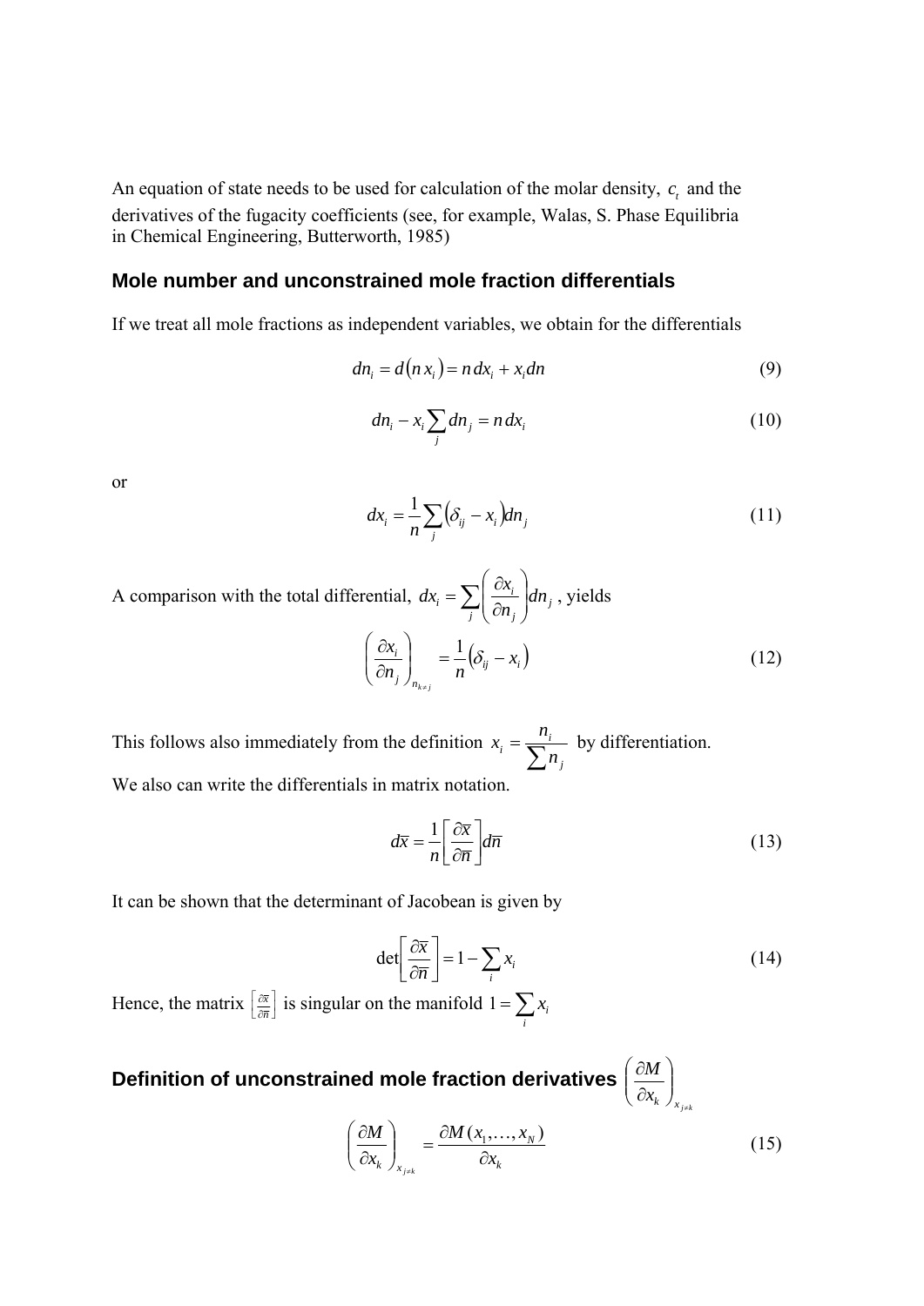An equation of state needs to be used for calculation of the molar density, $c_t$ and the derivatives of the fugacity coefficients (see, for example, Walas, S. Phase Equilibria in Chemical Engineering, Butterworth, 1985)

## Mole number and unconstrained mole fraction differentials

If we treat all mole fractions as independent variables, we obtain for the differentials

$$dn_i = d(n\,x_i) = n\,dx_i + x_i dn \tag{9}$$

$$dn_i - x_i \sum_j dn_j = n\,dx_i \tag{10}$$

or

$$dx_i = \frac{1}{n}\sum_j (\delta_{ij} - x_i) dn_j \tag{11}$$

A comparison with the total differential, $dx_i = \sum_j \left(\frac{\partial x_i}{\partial n_j}\right) dn_j$, yields

$$\left(\frac{\partial x_i}{\partial n_j}\right)_{n_{k \neq j}} = \frac{1}{n}(\delta_{ij} - x_i) \tag{12}$$

This follows also immediately from the definition $x_i = \frac{n_i}{\sum n_j}$ by differentiation.

We also can write the differentials in matrix notation.

$$d\overline{x} = \frac{1}{n}\left[\frac{\partial \overline{x}}{\partial \overline{n}}\right] d\overline{n} \tag{13}$$

It can be shown that the determinant of Jacobean is given by

$$\det\left[\frac{\partial \overline{x}}{\partial \overline{n}}\right] = 1 - \sum_i x_i \tag{14}$$

Hence, the matrix $\left[\frac{\partial \overline{x}}{\partial \overline{n}}\right]$ is singular on the manifold $1 = \sum_i x_i$

## Definition of unconstrained mole fraction derivatives $\left(\frac{\partial M}{\partial x_k}\right)_{x_{j \neq k}}$

$$\left(\frac{\partial M}{\partial x_k}\right)_{x_{j \neq k}} = \frac{\partial M(x_1, \ldots, x_N)}{\partial x_k} \tag{15}$$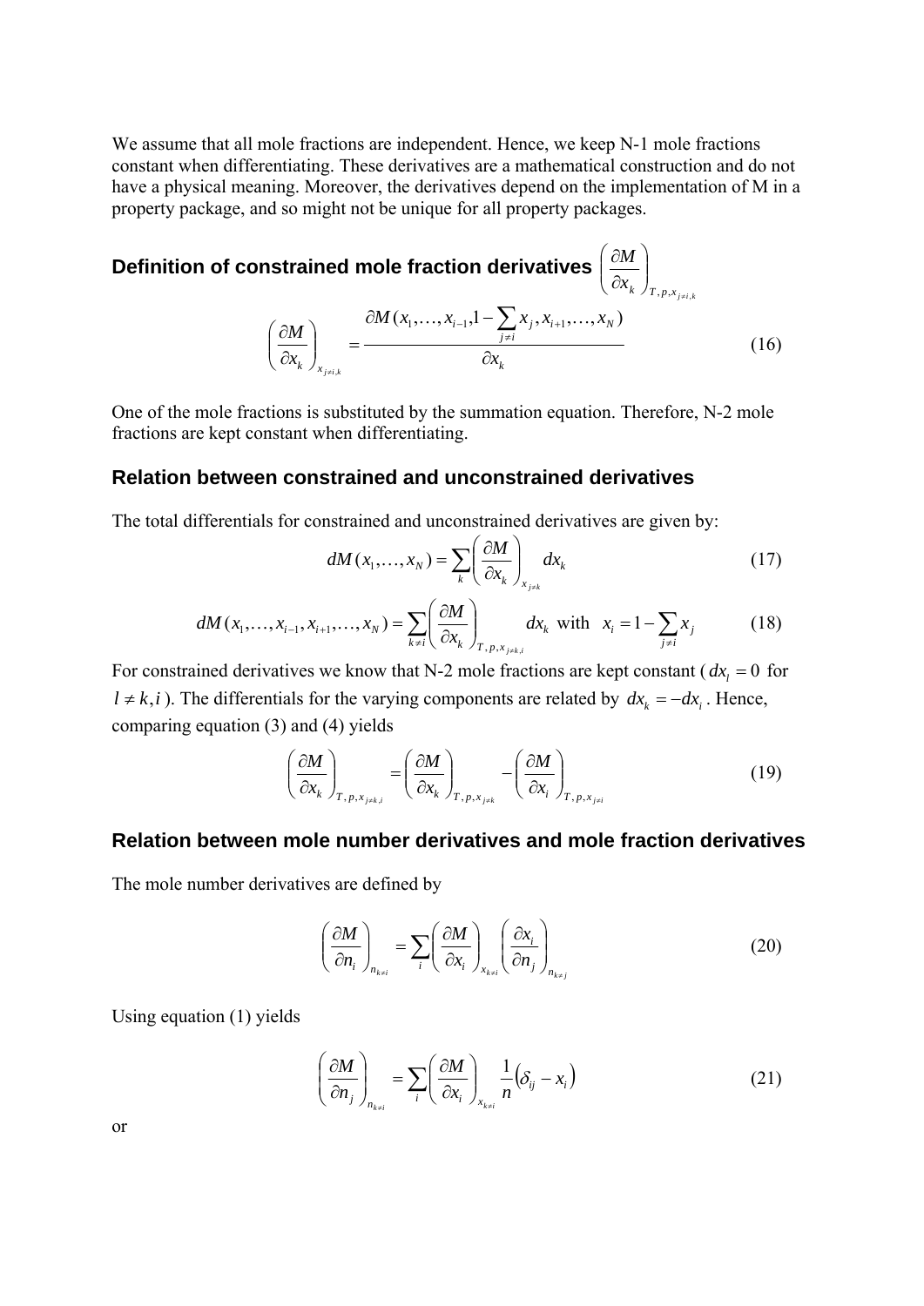We assume that all mole fractions are independent. Hence, we keep N-1 mole fractions constant when differentiating. These derivatives are a mathematical construction and do not have a physical meaning. Moreover, the derivatives depend on the implementation of M in a property package, and so might not be unique for all property packages.

### Definition of constrained mole fraction derivatives $\left(\frac{\partial M}{\partial x_k}\right)_{T,p,x_{j\neq i,k}}$

$$\left(\frac{\partial M}{\partial x_k}\right)_{x_{j\neq i,k}} = \frac{\partial M(x_1,\ldots,x_{i-1},1-\sum_{j\neq i} x_j, x_{i+1},\ldots,x_N)}{\partial x_k} \tag{16}$$

One of the mole fractions is substituted by the summation equation. Therefore, N-2 mole fractions are kept constant when differentiating.

### Relation between constrained and unconstrained derivatives

The total differentials for constrained and unconstrained derivatives are given by:

$$dM(x_1,\ldots,x_N) = \sum_k \left(\frac{\partial M}{\partial x_k}\right)_{x_{j\neq k}} dx_k \tag{17}$$

$$dM(x_1,\ldots,x_{i-1},x_{i+1},\ldots,x_N) = \sum_{k\neq i} \left(\frac{\partial M}{\partial x_k}\right)_{T,p,x_{j\neq k,i}} dx_k \quad \text{with} \quad x_i = 1-\sum_{j\neq i} x_j \tag{18}$$

For constrained derivatives we know that N-2 mole fractions are kept constant ($dx_l = 0$ for $l \neq k,i$). The differentials for the varying components are related by $dx_k = -dx_i$. Hence, comparing equation (3) and (4) yields

$$\left(\frac{\partial M}{\partial x_k}\right)_{T,p,x_{j\neq k,i}} = \left(\frac{\partial M}{\partial x_k}\right)_{T,p,x_{j\neq k}} - \left(\frac{\partial M}{\partial x_i}\right)_{T,p,x_{j\neq i}} \tag{19}$$

### Relation between mole number derivatives and mole fraction derivatives

The mole number derivatives are defined by

$$\left(\frac{\partial M}{\partial n_i}\right)_{n_{k\neq i}} = \sum_i \left(\frac{\partial M}{\partial x_i}\right)_{x_{k\neq i}} \left(\frac{\partial x_i}{\partial n_j}\right)_{n_{k\neq j}} \tag{20}$$

Using equation (1) yields

$$\left(\frac{\partial M}{\partial n_j}\right)_{n_{k\neq i}} = \sum_i \left(\frac{\partial M}{\partial x_i}\right)_{x_{k\neq i}} \frac{1}{n}\left(\delta_{ij} - x_i\right) \tag{21}$$

or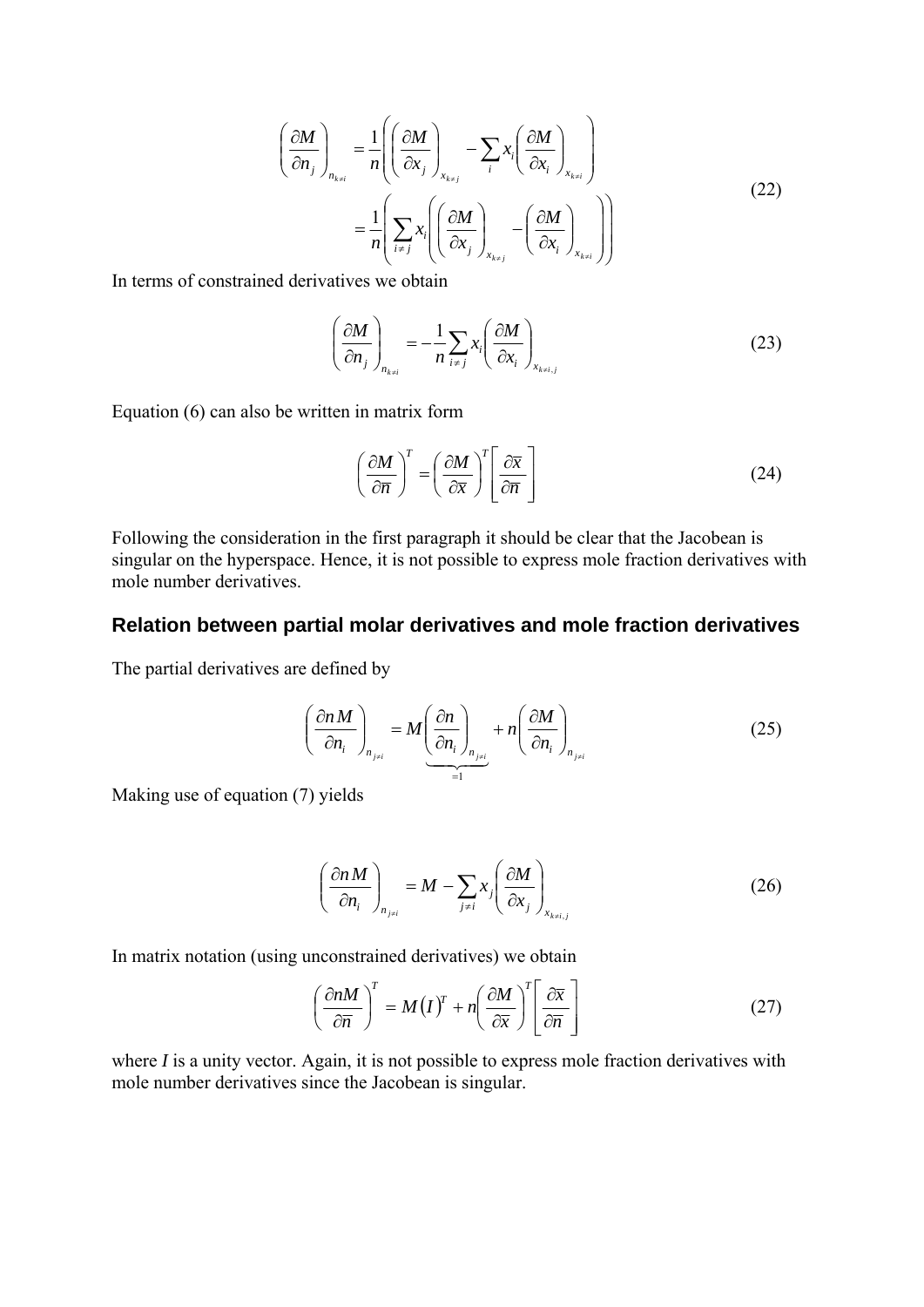$$\left(\frac{\partial M}{\partial n_j}\right)_{n_{k\neq i}} = \frac{1}{n}\left(\left(\frac{\partial M}{\partial x_j}\right)_{x_{k\neq j}} - \sum_i x_i \left(\frac{\partial M}{\partial x_i}\right)_{x_{k\neq i}}\right)$$
$$= \frac{1}{n}\left(\sum_{i\neq j} x_i \left(\left(\frac{\partial M}{\partial x_j}\right)_{x_{k\neq j}} - \left(\frac{\partial M}{\partial x_i}\right)_{x_{k\neq i}}\right)\right) \tag{22}$$

In terms of constrained derivatives we obtain

$$\left(\frac{\partial M}{\partial n_j}\right)_{n_{k\neq i}} = -\frac{1}{n}\sum_{i\neq j} x_i \left(\frac{\partial M}{\partial x_i}\right)_{x_{k\neq i,j}} \tag{23}$$

Equation (6) can also be written in matrix form

$$\left(\frac{\partial M}{\partial \overline{n}}\right)^T = \left(\frac{\partial M}{\partial \overline{x}}\right)^T \left[\frac{\partial \overline{x}}{\partial \overline{n}}\right] \tag{24}$$

Following the consideration in the first paragraph it should be clear that the Jacobean is singular on the hyperspace. Hence, it is not possible to express mole fraction derivatives with mole number derivatives.

## Relation between partial molar derivatives and mole fraction derivatives

The partial derivatives are defined by

$$\left(\frac{\partial nM}{\partial n_i}\right)_{n_{j\neq i}} = M\underbrace{\left(\frac{\partial n}{\partial n_i}\right)_{n_{j\neq i}}}_{=1} + n\left(\frac{\partial M}{\partial n_i}\right)_{n_{j\neq i}} \tag{25}$$

Making use of equation (7) yields

$$\left(\frac{\partial nM}{\partial n_i}\right)_{n_{j\neq i}} = M - \sum_{j\neq i} x_j \left(\frac{\partial M}{\partial x_j}\right)_{x_{k\neq i,j}} \tag{26}$$

In matrix notation (using unconstrained derivatives) we obtain

$$\left(\frac{\partial nM}{\partial \overline{n}}\right)^T = M\left(I\right)^T + n\left(\frac{\partial M}{\partial \overline{x}}\right)^T \left[\frac{\partial \overline{x}}{\partial \overline{n}}\right] \tag{27}$$

where $I$ is a unity vector. Again, it is not possible to express mole fraction derivatives with mole number derivatives since the Jacobean is singular.